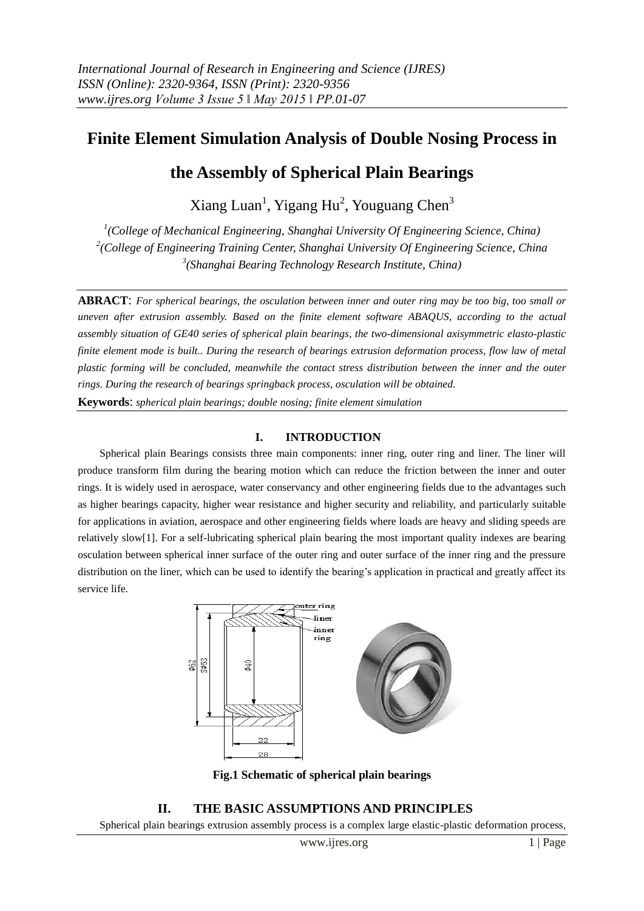# Finite Element Simulation Analysis of Double Nosing Process in the Assembly of Spherical Plain Bearings

Xiang Luan[1], Yigang Hu[2], Youguang Chen[3]

[1](College of Mechanical Engineering, Shanghai University Of Engineering Science, China)
[2](College of Engineering Training Center, Shanghai University Of Engineering Science, China
[3](Shanghai Bearing Technology Research Institute, China)

**ABRACT**: *For spherical bearings, the osculation between inner and outer ring may be too big, too small or uneven after extrusion assembly. Based on the finite element software ABAQUS, according to the actual assembly situation of GE40 series of spherical plain bearings, the two-dimensional axisymmetric elasto-plastic finite element mode is built.. During the research of bearings extrusion deformation process, flow law of metal plastic forming will be concluded, meanwhile the contact stress distribution between the inner and the outer rings. During the research of bearings springback process, osculation will be obtained.*

**Keywords**: *spherical plain bearings; double nosing; finite element simulation*

## I. INTRODUCTION

Spherical plain Bearings consists three main components: inner ring, outer ring and liner. The liner will produce transform film during the bearing motion which can reduce the friction between the inner and outer rings. It is widely used in aerospace, water conservancy and other engineering fields due to the advantages such as higher bearings capacity, higher wear resistance and higher security and reliability, and particularly suitable for applications in aviation, aerospace and other engineering fields where loads are heavy and sliding speeds are relatively slow[1]. For a self-lubricating spherical plain bearing the most important quality indexes are bearing osculation between spherical inner surface of the outer ring and outer surface of the inner ring and the pressure distribution on the liner, which can be used to identify the bearing's application in practical and greatly affect its service life.

**Fig.1 Schematic of spherical plain bearings**

## II. THE BASIC ASSUMPTIONS AND PRINCIPLES

Spherical plain bearings extrusion assembly process is a complex large elastic-plastic deformation process,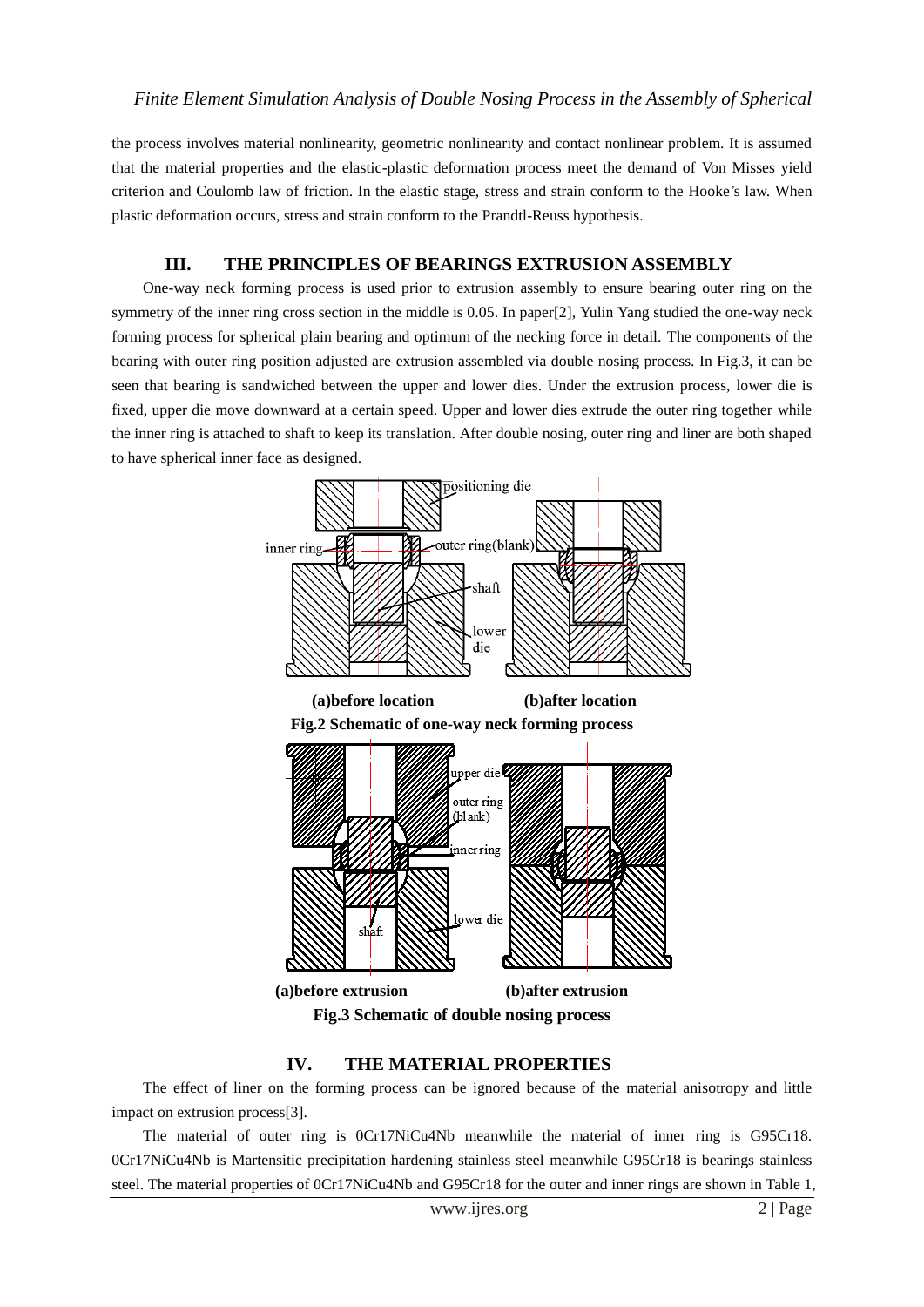the process involves material nonlinearity, geometric nonlinearity and contact nonlinear problem. It is assumed that the material properties and the elastic-plastic deformation process meet the demand of Von Misses yield criterion and Coulomb law of friction. In the elastic stage, stress and strain conform to the Hooke's law. When plastic deformation occurs, stress and strain conform to the Prandtl-Reuss hypothesis.

## III. THE PRINCIPLES OF BEARINGS EXTRUSION ASSEMBLY

One-way neck forming process is used prior to extrusion assembly to ensure bearing outer ring on the symmetry of the inner ring cross section in the middle is 0.05. In paper[2], Yulin Yang studied the one-way neck forming process for spherical plain bearing and optimum of the necking force in detail. The components of the bearing with outer ring position adjusted are extrusion assembled via double nosing process. In Fig.3, it can be seen that bearing is sandwiched between the upper and lower dies. Under the extrusion process, lower die is fixed, upper die move downward at a certain speed. Upper and lower dies extrude the outer ring together while the inner ring is attached to shaft to keep its translation. After double nosing, outer ring and liner are both shaped to have spherical inner face as designed.

**(a)before location** **(b)after location**

**Fig.2 Schematic of one-way neck forming process**

**(a)before extrusion** **(b)after extrusion**

**Fig.3 Schematic of double nosing process**

## IV. THE MATERIAL PROPERTIES

The effect of liner on the forming process can be ignored because of the material anisotropy and little impact on extrusion process[3].

The material of outer ring is 0Cr17NiCu4Nb meanwhile the material of inner ring is G95Cr18. 0Cr17NiCu4Nb is Martensitic precipitation hardening stainless steel meanwhile G95Cr18 is bearings stainless steel. The material properties of 0Cr17NiCu4Nb and G95Cr18 for the outer and inner rings are shown in Table 1,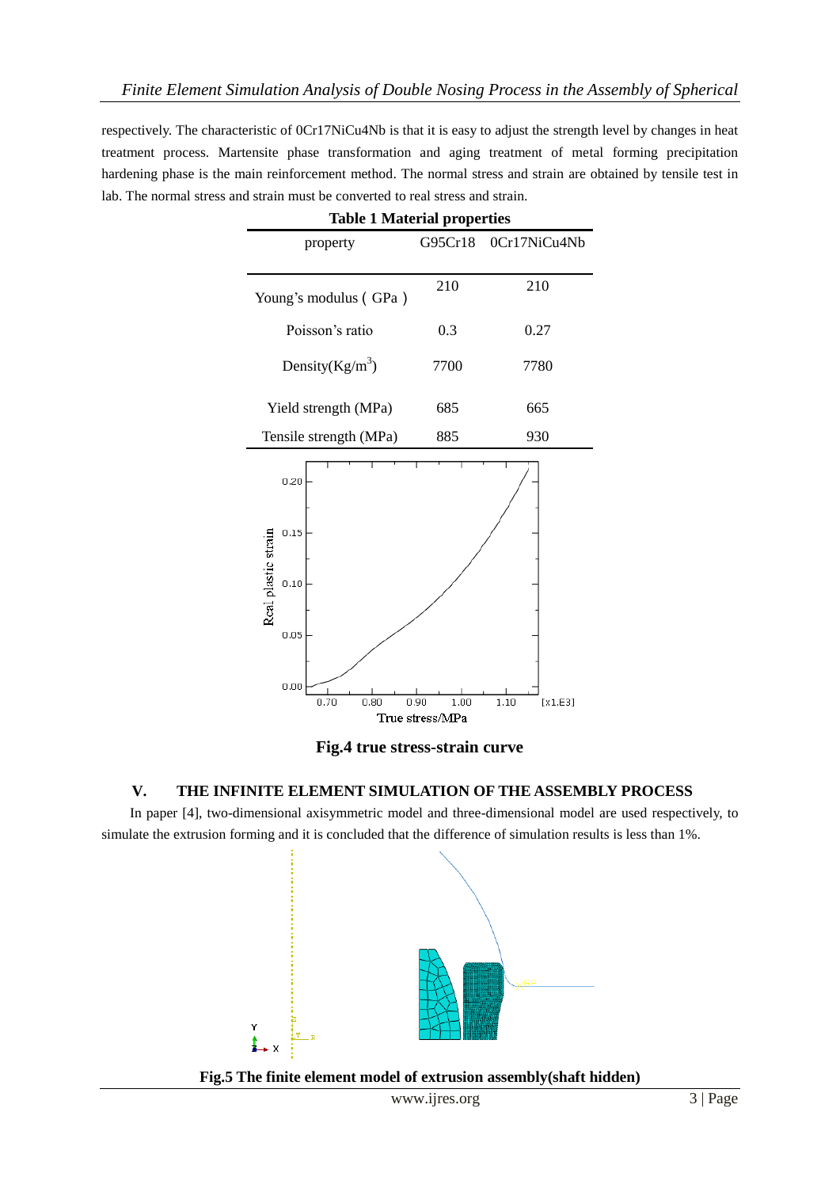respectively. The characteristic of 0Cr17NiCu4Nb is that it is easy to adjust the strength level by changes in heat treatment process. Martensite phase transformation and aging treatment of metal forming precipitation hardening phase is the main reinforcement method. The normal stress and strain are obtained by tensile test in lab. The normal stress and strain must be converted to real stress and strain.

**Table 1 Material properties**

| property | G95Cr18 | 0Cr17NiCu4Nb |
|---|---|---|
| Young's modulus ( GPa ) | 210 | 210 |
| Poisson's ratio | 0.3 | 0.27 |
| Density($Kg/m^3$) | 7700 | 7780 |
| Yield strength (MPa) | 685 | 665 |
| Tensile strength (MPa) | 885 | 930 |

**Fig.4 true stress-strain curve**

## V. THE INFINITE ELEMENT SIMULATION OF THE ASSEMBLY PROCESS

In paper [4], two-dimensional axisymmetric model and three-dimensional model are used respectively, to simulate the extrusion forming and it is concluded that the difference of simulation results is less than 1%.

**Fig.5 The finite element model of extrusion assembly(shaft hidden)**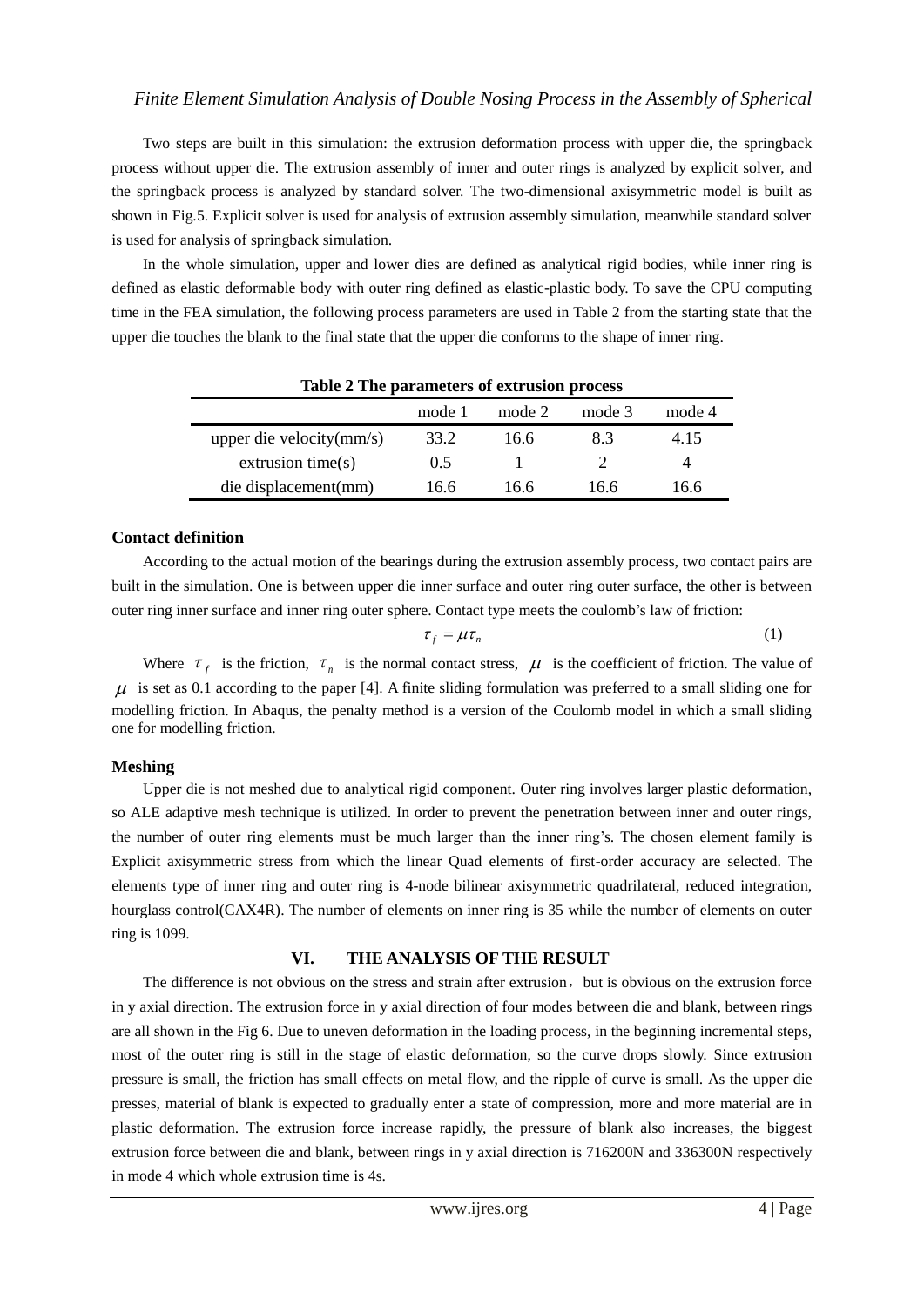Two steps are built in this simulation: the extrusion deformation process with upper die, the springback process without upper die. The extrusion assembly of inner and outer rings is analyzed by explicit solver, and the springback process is analyzed by standard solver. The two-dimensional axisymmetric model is built as shown in Fig.5. Explicit solver is used for analysis of extrusion assembly simulation, meanwhile standard solver is used for analysis of springback simulation.

In the whole simulation, upper and lower dies are defined as analytical rigid bodies, while inner ring is defined as elastic deformable body with outer ring defined as elastic-plastic body. To save the CPU computing time in the FEA simulation, the following process parameters are used in Table 2 from the starting state that the upper die touches the blank to the final state that the upper die conforms to the shape of inner ring.

**Table 2 The parameters of extrusion process**

| | mode 1 | mode 2 | mode 3 | mode 4 |
|---|---|---|---|---|
| upper die velocity(mm/s) | 33.2 | 16.6 | 8.3 | 4.15 |
| extrusion time(s) | 0.5 | 1 | 2 | 4 |
| die displacement(mm) | 16.6 | 16.6 | 16.6 | 16.6 |

### Contact definition

According to the actual motion of the bearings during the extrusion assembly process, two contact pairs are built in the simulation. One is between upper die inner surface and outer ring outer surface, the other is between outer ring inner surface and inner ring outer sphere. Contact type meets the coulomb's law of friction:

$$\tau_f = \mu \tau_n \tag{1}$$

Where $\tau_f$ is the friction, $\tau_n$ is the normal contact stress, $\mu$ is the coefficient of friction. The value of $\mu$ is set as 0.1 according to the paper [4]. A finite sliding formulation was preferred to a small sliding one for modelling friction. In Abaqus, the penalty method is a version of the Coulomb model in which a small sliding one for modelling friction.

### Meshing

Upper die is not meshed due to analytical rigid component. Outer ring involves larger plastic deformation, so ALE adaptive mesh technique is utilized. In order to prevent the penetration between inner and outer rings, the number of outer ring elements must be much larger than the inner ring's. The chosen element family is Explicit axisymmetric stress from which the linear Quad elements of first-order accuracy are selected. The elements type of inner ring and outer ring is 4-node bilinear axisymmetric quadrilateral, reduced integration, hourglass control(CAX4R). The number of elements on inner ring is 35 while the number of elements on outer ring is 1099.

## VI. THE ANALYSIS OF THE RESULT

The difference is not obvious on the stress and strain after extrusion，but is obvious on the extrusion force in y axial direction. The extrusion force in y axial direction of four modes between die and blank, between rings are all shown in the Fig 6. Due to uneven deformation in the loading process, in the beginning incremental steps, most of the outer ring is still in the stage of elastic deformation, so the curve drops slowly. Since extrusion pressure is small, the friction has small effects on metal flow, and the ripple of curve is small. As the upper die presses, material of blank is expected to gradually enter a state of compression, more and more material are in plastic deformation. The extrusion force increase rapidly, the pressure of blank also increases, the biggest extrusion force between die and blank, between rings in y axial direction is 716200N and 336300N respectively in mode 4 which whole extrusion time is 4s.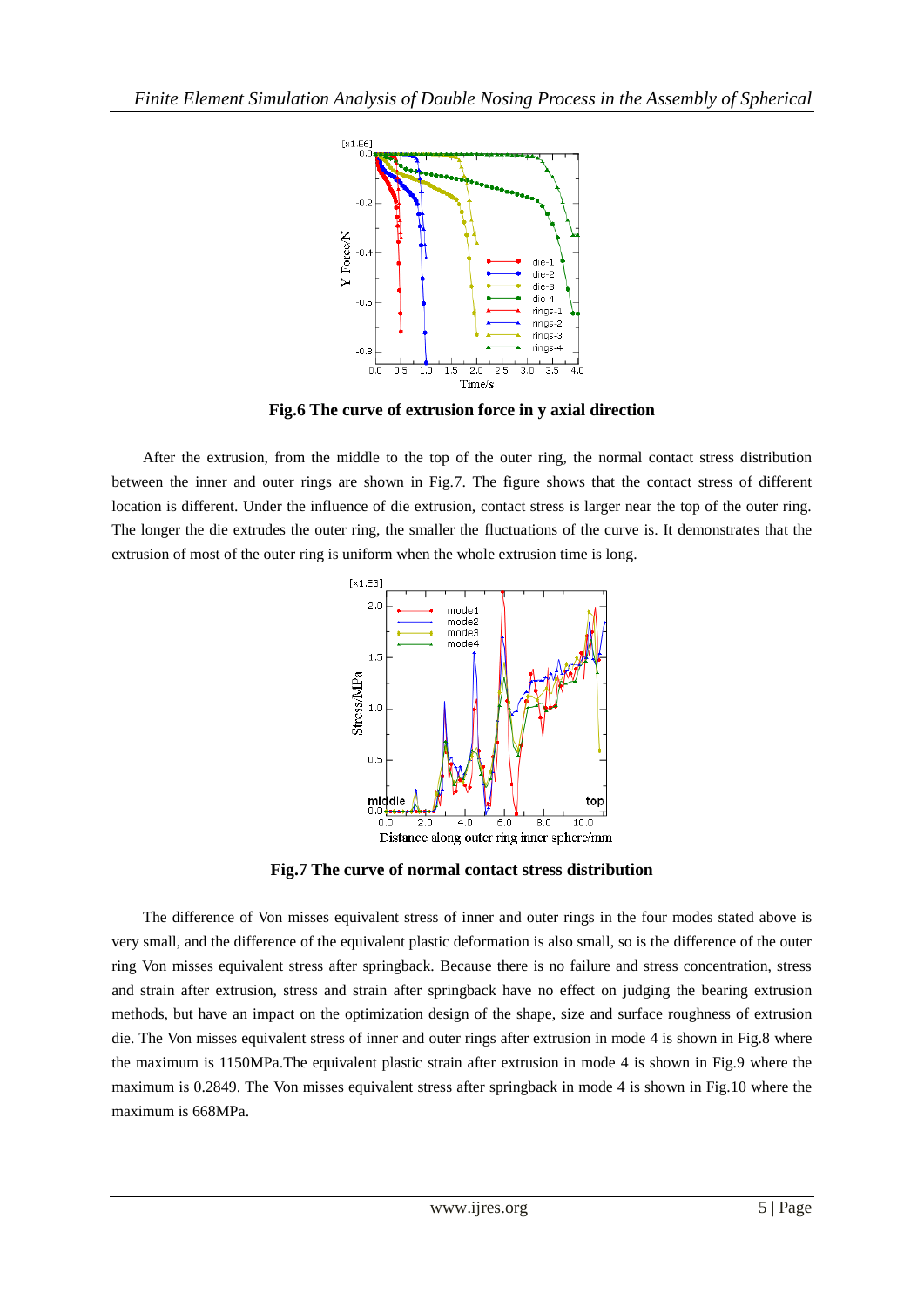**Fig.6 The curve of extrusion force in y axial direction**

After the extrusion, from the middle to the top of the outer ring, the normal contact stress distribution between the inner and outer rings are shown in Fig.7. The figure shows that the contact stress of different location is different. Under the influence of die extrusion, contact stress is larger near the top of the outer ring. The longer the die extrudes the outer ring, the smaller the fluctuations of the curve is. It demonstrates that the extrusion of most of the outer ring is uniform when the whole extrusion time is long.

**Fig.7 The curve of normal contact stress distribution**

The difference of Von misses equivalent stress of inner and outer rings in the four modes stated above is very small, and the difference of the equivalent plastic deformation is also small, so is the difference of the outer ring Von misses equivalent stress after springback. Because there is no failure and stress concentration, stress and strain after extrusion, stress and strain after springback have no effect on judging the bearing extrusion methods, but have an impact on the optimization design of the shape, size and surface roughness of extrusion die. The Von misses equivalent stress of inner and outer rings after extrusion in mode 4 is shown in Fig.8 where the maximum is 1150MPa.The equivalent plastic strain after extrusion in mode 4 is shown in Fig.9 where the maximum is 0.2849. The Von misses equivalent stress after springback in mode 4 is shown in Fig.10 where the maximum is 668MPa.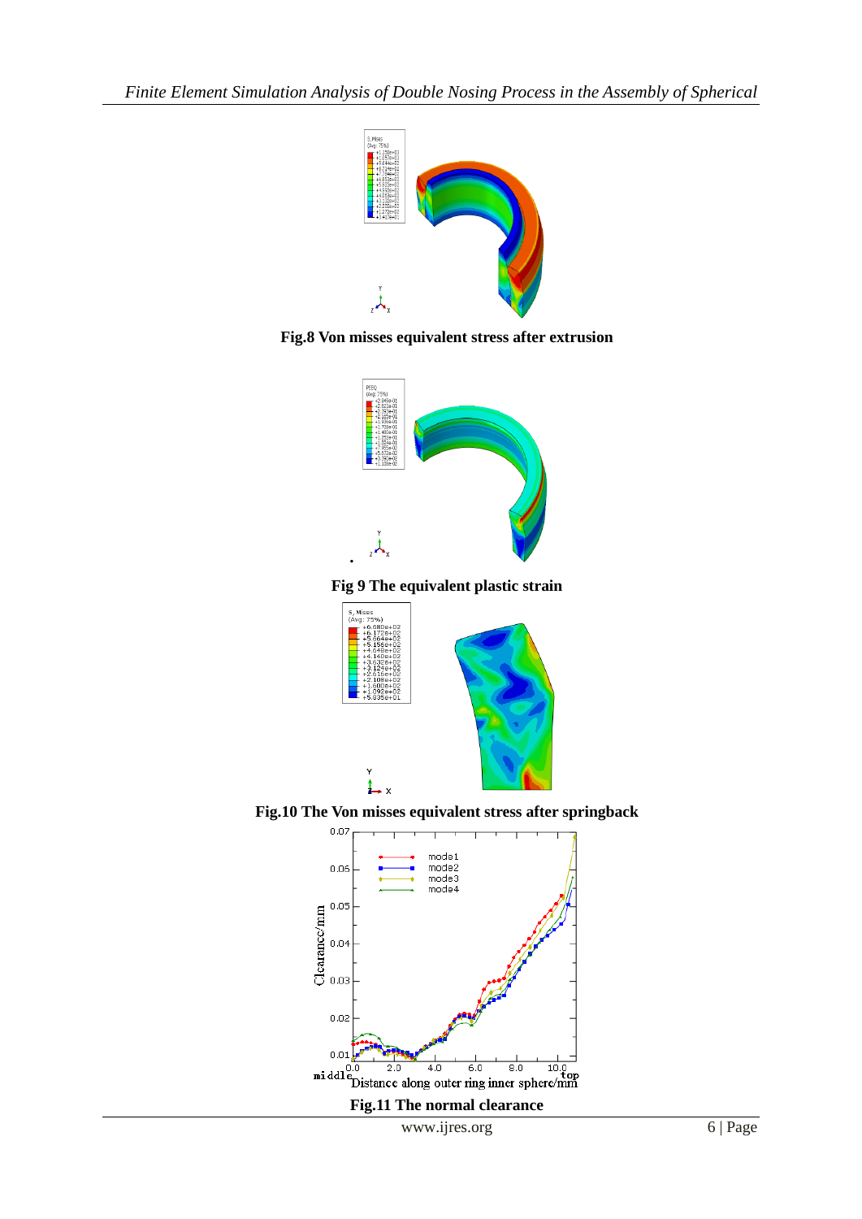Fig.8 Von misses equivalent stress after extrusion

Fig 9 The equivalent plastic strain

Fig.10 The Von misses equivalent stress after springback

Fig.11 The normal clearance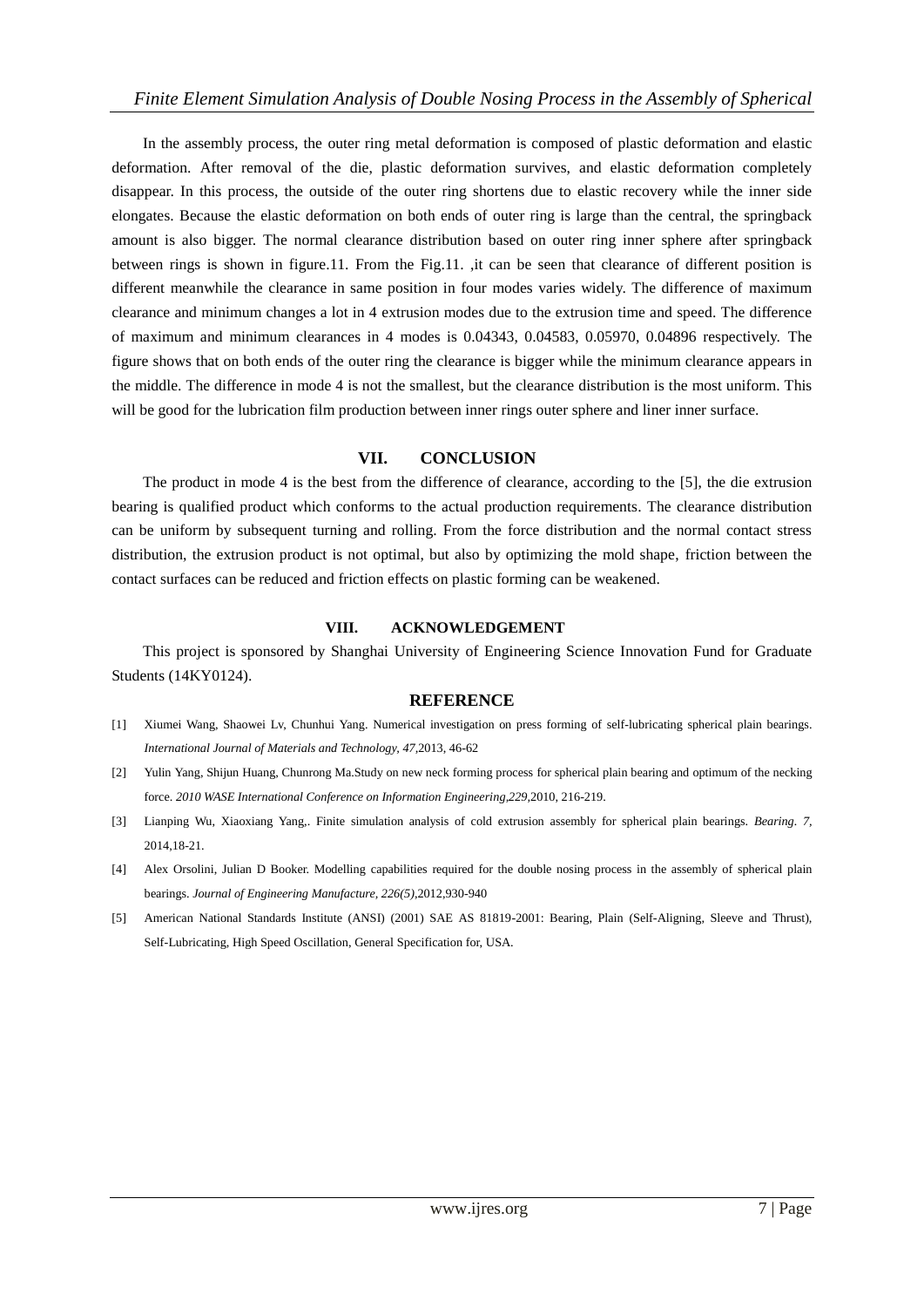In the assembly process, the outer ring metal deformation is composed of plastic deformation and elastic deformation. After removal of the die, plastic deformation survives, and elastic deformation completely disappear. In this process, the outside of the outer ring shortens due to elastic recovery while the inner side elongates. Because the elastic deformation on both ends of outer ring is large than the central, the springback amount is also bigger. The normal clearance distribution based on outer ring inner sphere after springback between rings is shown in figure.11. From the Fig.11. ,it can be seen that clearance of different position is different meanwhile the clearance in same position in four modes varies widely. The difference of maximum clearance and minimum changes a lot in 4 extrusion modes due to the extrusion time and speed. The difference of maximum and minimum clearances in 4 modes is 0.04343, 0.04583, 0.05970, 0.04896 respectively. The figure shows that on both ends of the outer ring the clearance is bigger while the minimum clearance appears in the middle. The difference in mode 4 is not the smallest, but the clearance distribution is the most uniform. This will be good for the lubrication film production between inner rings outer sphere and liner inner surface.

## VII. CONCLUSION

The product in mode 4 is the best from the difference of clearance, according to the [5], the die extrusion bearing is qualified product which conforms to the actual production requirements. The clearance distribution can be uniform by subsequent turning and rolling. From the force distribution and the normal contact stress distribution, the extrusion product is not optimal, but also by optimizing the mold shape, friction between the contact surfaces can be reduced and friction effects on plastic forming can be weakened.

## VIII. ACKNOWLEDGEMENT

This project is sponsored by Shanghai University of Engineering Science Innovation Fund for Graduate Students (14KY0124).

## REFERENCE

[1] Xiumei Wang, Shaowei Lv, Chunhui Yang. Numerical investigation on press forming of self-lubricating spherical plain bearings. *International Journal of Materials and Technology, 47*,2013, 46-62

[2] Yulin Yang, Shijun Huang, Chunrong Ma.Study on new neck forming process for spherical plain bearing and optimum of the necking force. *2010 WASE International Conference on Information Engineering,229*,2010, 216-219.

[3] Lianping Wu, Xiaoxiang Yang,. Finite simulation analysis of cold extrusion assembly for spherical plain bearings. *Bearing. 7,* 2014,18-21.

[4] Alex Orsolini, Julian D Booker. Modelling capabilities required for the double nosing process in the assembly of spherical plain bearings. *Journal of Engineering Manufacture, 226(5)*,2012,930-940

[5] American National Standards Institute (ANSI) (2001) SAE AS 81819-2001: Bearing, Plain (Self-Aligning, Sleeve and Thrust), Self-Lubricating, High Speed Oscillation, General Specification for, USA.